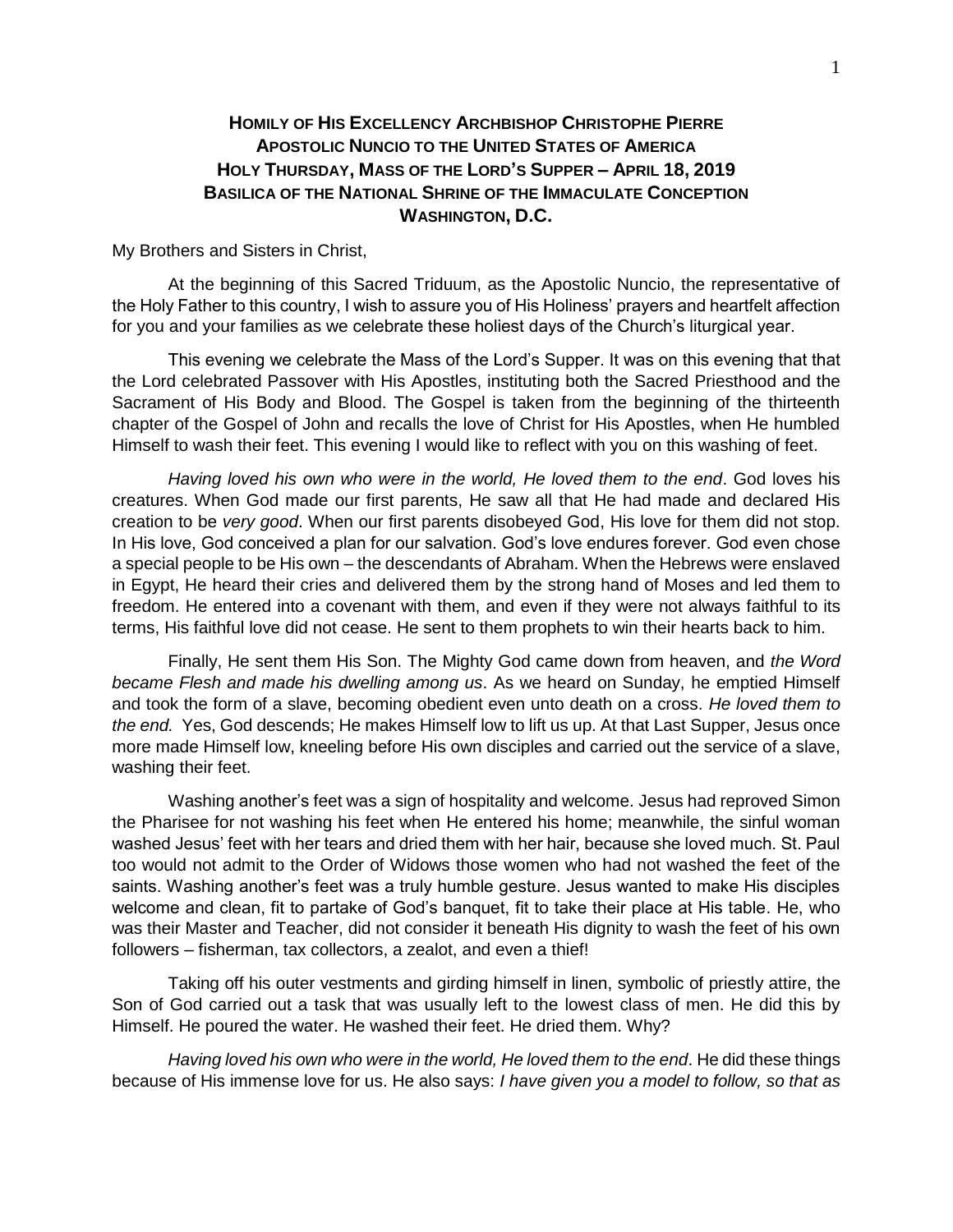# HOMILY OF HIS EXCELLENCY ARCHBISHOP CHRISTOPHE PIERRE
# APOSTOLIC NUNCIO TO THE UNITED STATES OF AMERICA
# HOLY THURSDAY, MASS OF THE LORD'S SUPPER – APRIL 18, 2019
# BASILICA OF THE NATIONAL SHRINE OF THE IMMACULATE CONCEPTION
# WASHINGTON, D.C.

My Brothers and Sisters in Christ,

At the beginning of this Sacred Triduum, as the Apostolic Nuncio, the representative of the Holy Father to this country, I wish to assure you of His Holiness' prayers and heartfelt affection for you and your families as we celebrate these holiest days of the Church's liturgical year.

This evening we celebrate the Mass of the Lord's Supper. It was on this evening that that the Lord celebrated Passover with His Apostles, instituting both the Sacred Priesthood and the Sacrament of His Body and Blood. The Gospel is taken from the beginning of the thirteenth chapter of the Gospel of John and recalls the love of Christ for His Apostles, when He humbled Himself to wash their feet. This evening I would like to reflect with you on this washing of feet.

*Having loved his own who were in the world, He loved them to the end*. God loves his creatures. When God made our first parents, He saw all that He had made and declared His creation to be *very good*. When our first parents disobeyed God, His love for them did not stop. In His love, God conceived a plan for our salvation. God's love endures forever. God even chose a special people to be His own – the descendants of Abraham. When the Hebrews were enslaved in Egypt, He heard their cries and delivered them by the strong hand of Moses and led them to freedom. He entered into a covenant with them, and even if they were not always faithful to its terms, His faithful love did not cease. He sent to them prophets to win their hearts back to him.

Finally, He sent them His Son. The Mighty God came down from heaven, and *the Word became Flesh and made his dwelling among us*. As we heard on Sunday, he emptied Himself and took the form of a slave, becoming obedient even unto death on a cross. *He loved them to the end.* Yes, God descends; He makes Himself low to lift us up. At that Last Supper, Jesus once more made Himself low, kneeling before His own disciples and carried out the service of a slave, washing their feet.

Washing another's feet was a sign of hospitality and welcome. Jesus had reproved Simon the Pharisee for not washing his feet when He entered his home; meanwhile, the sinful woman washed Jesus' feet with her tears and dried them with her hair, because she loved much. St. Paul too would not admit to the Order of Widows those women who had not washed the feet of the saints. Washing another's feet was a truly humble gesture. Jesus wanted to make His disciples welcome and clean, fit to partake of God's banquet, fit to take their place at His table. He, who was their Master and Teacher, did not consider it beneath His dignity to wash the feet of his own followers – fisherman, tax collectors, a zealot, and even a thief!

Taking off his outer vestments and girding himself in linen, symbolic of priestly attire, the Son of God carried out a task that was usually left to the lowest class of men. He did this by Himself. He poured the water. He washed their feet. He dried them. Why?

*Having loved his own who were in the world, He loved them to the end*. He did these things because of His immense love for us. He also says: *I have given you a model to follow, so that as*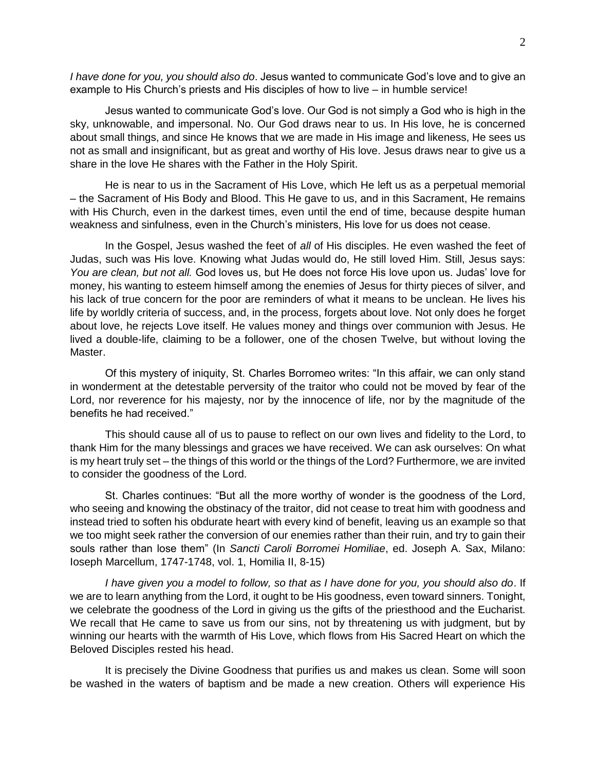*I have done for you, you should also do*. Jesus wanted to communicate God's love and to give an example to His Church's priests and His disciples of how to live – in humble service!

Jesus wanted to communicate God's love. Our God is not simply a God who is high in the sky, unknowable, and impersonal. No. Our God draws near to us. In His love, he is concerned about small things, and since He knows that we are made in His image and likeness, He sees us not as small and insignificant, but as great and worthy of His love. Jesus draws near to give us a share in the love He shares with the Father in the Holy Spirit.

He is near to us in the Sacrament of His Love, which He left us as a perpetual memorial – the Sacrament of His Body and Blood. This He gave to us, and in this Sacrament, He remains with His Church, even in the darkest times, even until the end of time, because despite human weakness and sinfulness, even in the Church's ministers, His love for us does not cease.

In the Gospel, Jesus washed the feet of *all* of His disciples. He even washed the feet of Judas, such was His love. Knowing what Judas would do, He still loved Him. Still, Jesus says: *You are clean, but not all.* God loves us, but He does not force His love upon us. Judas' love for money, his wanting to esteem himself among the enemies of Jesus for thirty pieces of silver, and his lack of true concern for the poor are reminders of what it means to be unclean. He lives his life by worldly criteria of success, and, in the process, forgets about love. Not only does he forget about love, he rejects Love itself. He values money and things over communion with Jesus. He lived a double-life, claiming to be a follower, one of the chosen Twelve, but without loving the Master.

Of this mystery of iniquity, St. Charles Borromeo writes: "In this affair, we can only stand in wonderment at the detestable perversity of the traitor who could not be moved by fear of the Lord, nor reverence for his majesty, nor by the innocence of life, nor by the magnitude of the benefits he had received."

This should cause all of us to pause to reflect on our own lives and fidelity to the Lord, to thank Him for the many blessings and graces we have received. We can ask ourselves: On what is my heart truly set – the things of this world or the things of the Lord? Furthermore, we are invited to consider the goodness of the Lord.

St. Charles continues: "But all the more worthy of wonder is the goodness of the Lord, who seeing and knowing the obstinacy of the traitor, did not cease to treat him with goodness and instead tried to soften his obdurate heart with every kind of benefit, leaving us an example so that we too might seek rather the conversion of our enemies rather than their ruin, and try to gain their souls rather than lose them" (In *Sancti Caroli Borromei Homiliae*, ed. Joseph A. Sax, Milano: Ioseph Marcellum, 1747-1748, vol. 1, Homilia II, 8-15)

*I have given you a model to follow, so that as I have done for you, you should also do*. If we are to learn anything from the Lord, it ought to be His goodness, even toward sinners. Tonight, we celebrate the goodness of the Lord in giving us the gifts of the priesthood and the Eucharist. We recall that He came to save us from our sins, not by threatening us with judgment, but by winning our hearts with the warmth of His Love, which flows from His Sacred Heart on which the Beloved Disciples rested his head.

It is precisely the Divine Goodness that purifies us and makes us clean. Some will soon be washed in the waters of baptism and be made a new creation. Others will experience His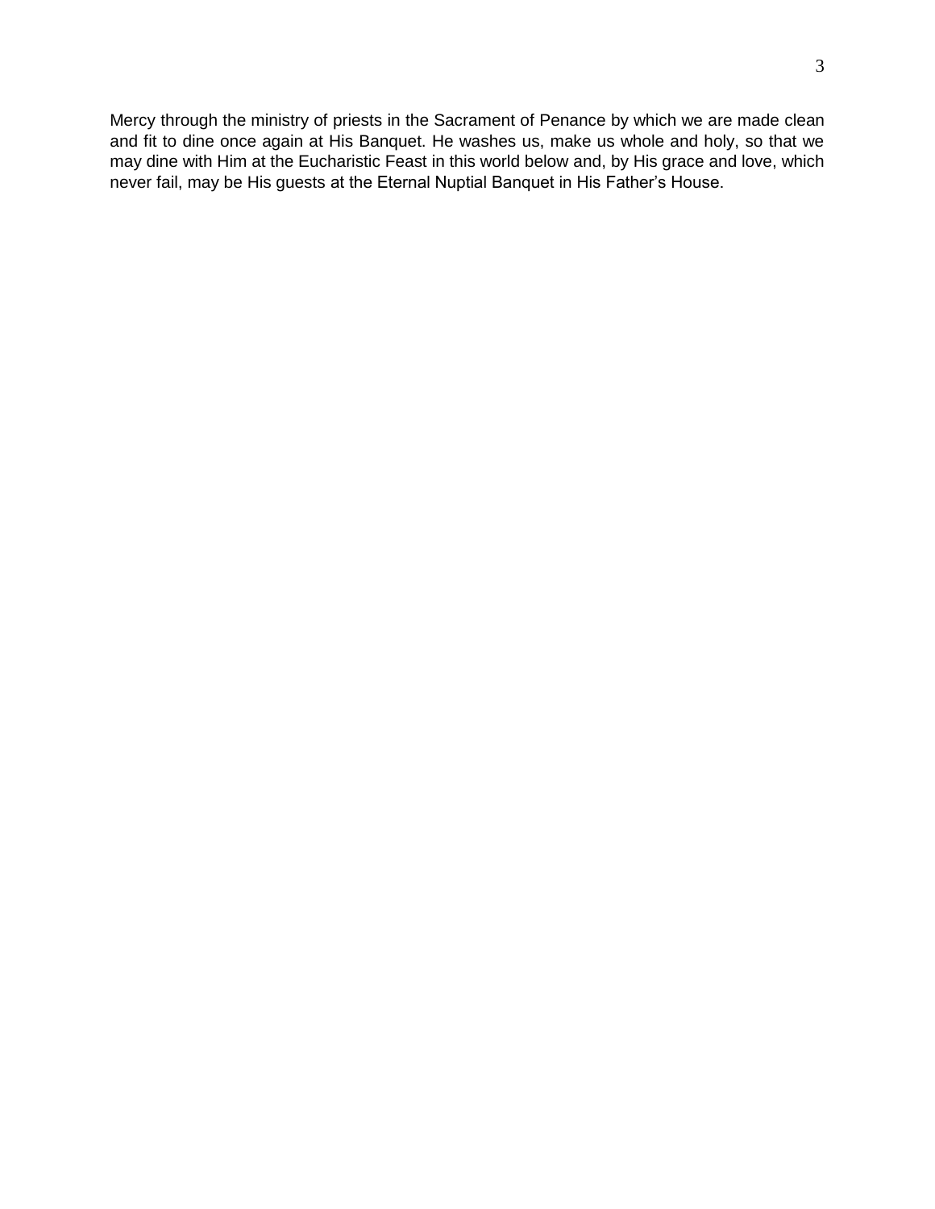Mercy through the ministry of priests in the Sacrament of Penance by which we are made clean and fit to dine once again at His Banquet. He washes us, make us whole and holy, so that we may dine with Him at the Eucharistic Feast in this world below and, by His grace and love, which never fail, may be His guests at the Eternal Nuptial Banquet in His Father's House.